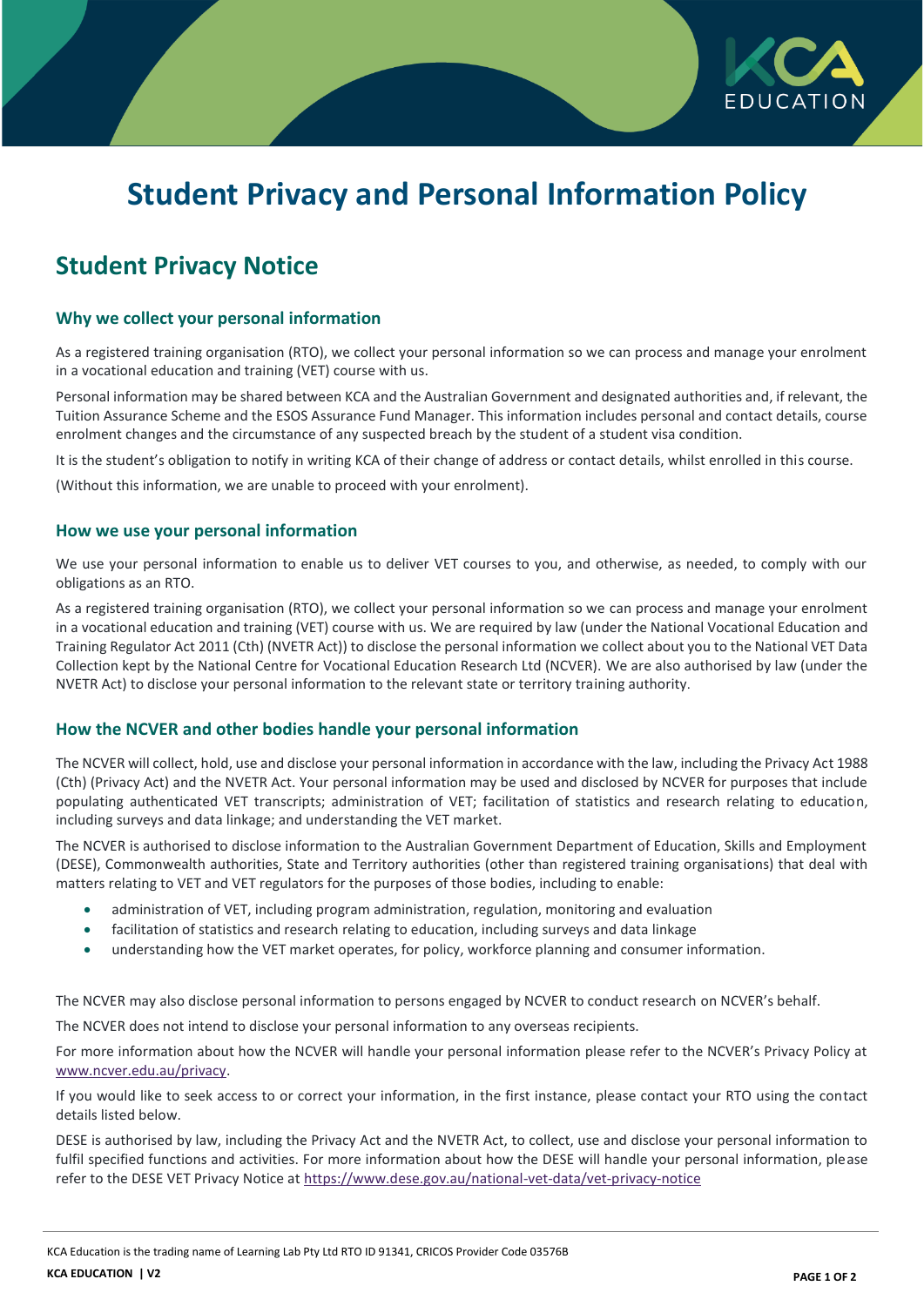# Student Privacy and Personal Information Policy

## Student Privacy Notice

### Why we collect your personal information

As a registered training organisation (RTO), we collect your personal information so we can process and manage your enrolment in a vocational education and training (VET) course with us.

Personal information may be shared between KCA and the Australian Government and designated authorities and, if relevant, the Tuition Assurance Scheme and the ESOS Assurance Fund Manager. This information includes personal and contact details, course enrolment changes and the circumstance of any suspected breach by the student of a student visa condition.

It is the student's obligation to notify in writing KCA of their change of address or contact details, whilst enrolled in this course.

(Without this information, we are unable to proceed with your enrolment).

### How we use your personal information

We use your personal information to enable us to deliver VET courses to you, and otherwise, as needed, to comply with our obligations as an RTO.

As a registered training organisation (RTO), we collect your personal information so we can process and manage your enrolment in a vocational education and training (VET) course with us. We are required by law (under the National Vocational Education and Training Regulator Act 2011 (Cth) (NVETR Act)) to disclose the personal information we collect about you to the National VET Data Collection kept by the National Centre for Vocational Education Research Ltd (NCVER). We are also authorised by law (under the NVETR Act) to disclose your personal information to the relevant state or territory training authority.

### How the NCVER and other bodies handle your personal information

The NCVER will collect, hold, use and disclose your personal information in accordance with the law, including the Privacy Act 1988 (Cth) (Privacy Act) and the NVETR Act. Your personal information may be used and disclosed by NCVER for purposes that include populating authenticated VET transcripts; administration of VET; facilitation of statistics and research relating to education, including surveys and data linkage; and understanding the VET market.

The NCVER is authorised to disclose information to the Australian Government Department of Education, Skills and Employment (DESE), Commonwealth authorities, State and Territory authorities (other than registered training organisations) that deal with matters relating to VET and VET regulators for the purposes of those bodies, including to enable:

- administration of VET, including program administration, regulation, monitoring and evaluation
- facilitation of statistics and research relating to education, including surveys and data linkage
- understanding how the VET market operates, for policy, workforce planning and consumer information.

The NCVER may also disclose personal information to persons engaged by NCVER to conduct research on NCVER's behalf.

The NCVER does not intend to disclose your personal information to any overseas recipients.

For more information about how the NCVER will handle your personal information please refer to the NCVER's Privacy Policy at www.ncver.edu.au/privacy.

If you would like to seek access to or correct your information, in the first instance, please contact your RTO using the contact details listed below.

DESE is authorised by law, including the Privacy Act and the NVETR Act, to collect, use and disclose your personal information to fulfil specified functions and activities. For more information about how the DESE will handle your personal information, please refer to the DESE VET Privacy Notice at https://www.dese.gov.au/national-vet-data/vet-privacy-notice

KCA Education is the trading name of Learning Lab Pty Ltd RTO ID 91341, CRICOS Provider Code 03576B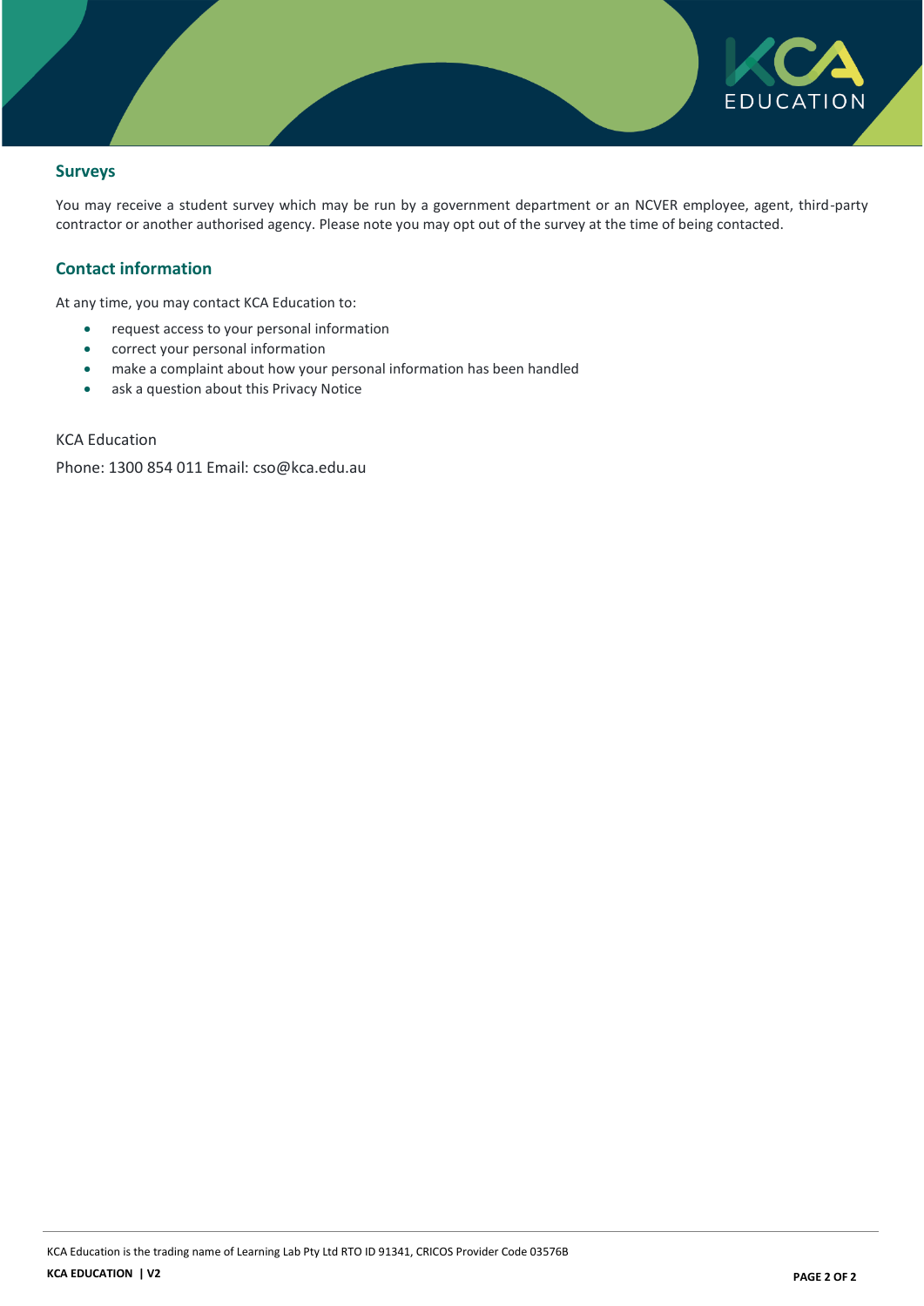## Surveys

You may receive a student survey which may be run by a government department or an NCVER employee, agent, third-party contractor or another authorised agency. Please note you may opt out of the survey at the time of being contacted.

## Contact information

At any time, you may contact KCA Education to:

- request access to your personal information
- correct your personal information
- make a complaint about how your personal information has been handled
- ask a question about this Privacy Notice

KCA Education

Phone: 1300 854 011 Email: cso@kca.edu.au